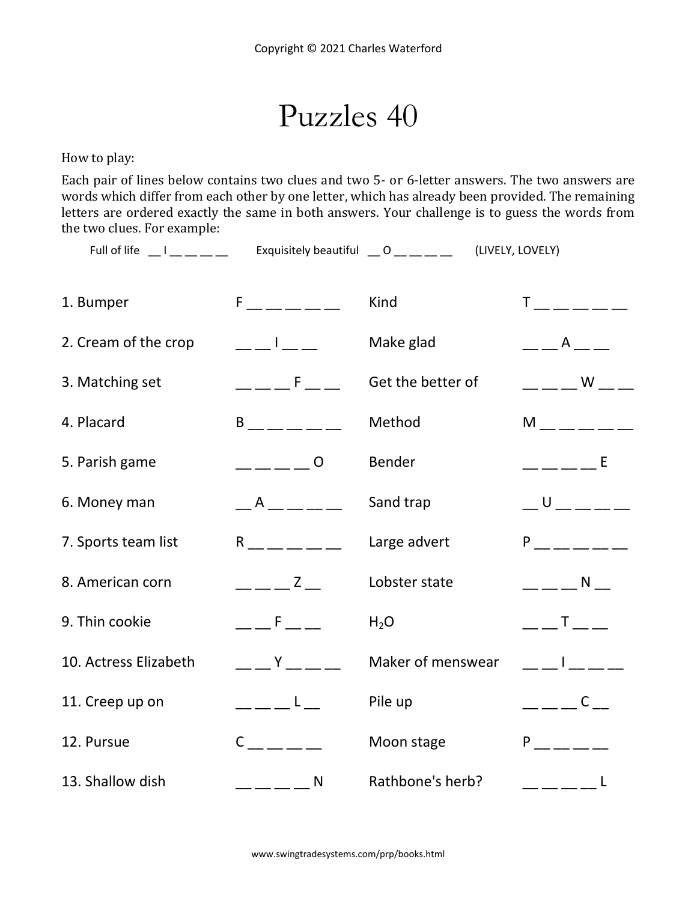Copyright © 2021 Charles Waterford

# Puzzles 40

How to play:

Each pair of lines below contains two clues and two 5- or 6-letter answers. The two answers are words which differ from each other by one letter, which has already been provided. The remaining letters are ordered exactly the same in both answers. Your challenge is to guess the words from the two clues. For example:

Full of life \_\_ I \_\_ \_\_ \_\_ \_\_ Exquisitely beautiful \_\_ O \_\_ \_\_ \_\_ \_\_ (LIVELY, LOVELY)

| | | | |
|---|---|---|---|
| 1. Bumper | F \_\_ \_\_ \_\_ \_\_ \_\_ | Kind | T \_\_ \_\_ \_\_ \_\_ \_\_ |
| 2. Cream of the crop | \_\_ \_\_ I \_\_ \_\_ | Make glad | \_\_ \_\_ A \_\_ \_\_ |
| 3. Matching set | \_\_ \_\_ \_\_ F \_\_ \_\_ | Get the better of | \_\_ \_\_ \_\_ W \_\_ \_\_ |
| 4. Placard | B \_\_ \_\_ \_\_ \_\_ \_\_ | Method | M \_\_ \_\_ \_\_ \_\_ \_\_ |
| 5. Parish game | \_\_ \_\_ \_\_ \_\_ O | Bender | \_\_ \_\_ \_\_ \_\_ E |
| 6. Money man | \_\_ A \_\_ \_\_ \_\_ \_\_ | Sand trap | \_\_ U \_\_ \_\_ \_\_ \_\_ |
| 7. Sports team list | R \_\_ \_\_ \_\_ \_\_ \_\_ | Large advert | P \_\_ \_\_ \_\_ \_\_ \_\_ |
| 8. American corn | \_\_ \_\_ \_\_ Z \_\_ | Lobster state | \_\_ \_\_ \_\_ N \_\_ |
| 9. Thin cookie | \_\_ \_\_ F \_\_ \_\_ | $H_2O$ | \_\_ \_\_ T \_\_ \_\_ |
| 10. Actress Elizabeth | \_\_ \_\_ Y \_\_ \_\_ \_\_ | Maker of menswear | \_\_ \_\_ I \_\_ \_\_ \_\_ |
| 11. Creep up on | \_\_ \_\_ \_\_ L \_\_ | Pile up | \_\_ \_\_ \_\_ C \_\_ |
| 12. Pursue | C \_\_ \_\_ \_\_ \_\_ | Moon stage | P \_\_ \_\_ \_\_ \_\_ |
| 13. Shallow dish | \_\_ \_\_ \_\_ \_\_ N | Rathbone's herb? | \_\_ \_\_ \_\_ \_\_ L |

www.swingtradesystems.com/prp/books.html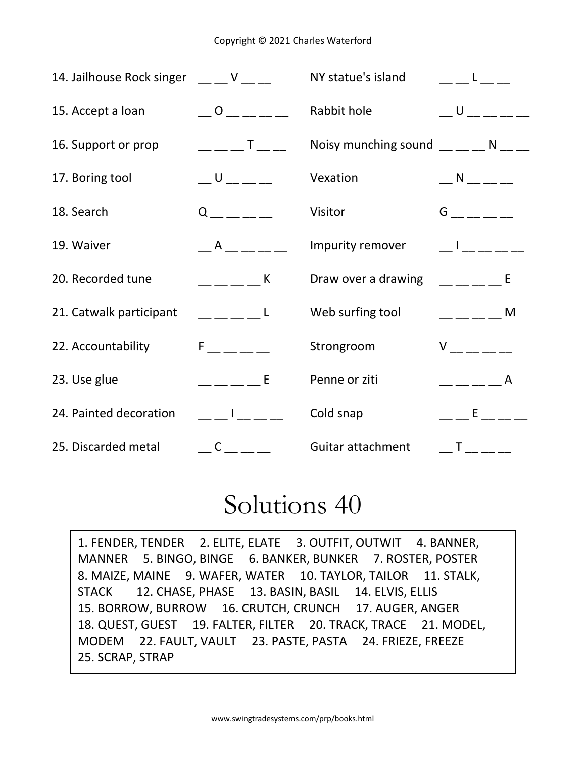| | | | |
|---|---|---|---|
| 14. Jailhouse Rock singer | __ __ V __ __ | NY statue's island | __ __ L __ __ |
| 15. Accept a loan | __ O __ __ __ __ | Rabbit hole | __ U __ __ __ __ |
| 16. Support or prop | __ __ __ T __ __ | Noisy munching sound | __ __ __ N __ __ |
| 17. Boring tool | __ U __ __ __ | Vexation | __ N __ __ __ |
| 18. Search | Q __ __ __ __ | Visitor | G __ __ __ __ |
| 19. Waiver | __ A __ __ __ __ | Impurity remover | __ I __ __ __ __ |
| 20. Recorded tune | __ __ __ __ K | Draw over a drawing | __ __ __ __ E |
| 21. Catwalk participant | __ __ __ __ L | Web surfing tool | __ __ __ __ M |
| 22. Accountability | F __ __ __ __ | Strongroom | V __ __ __ __ |
| 23. Use glue | __ __ __ __ E | Penne or ziti | __ __ __ __ A |
| 24. Painted decoration | __ __ I __ __ __ | Cold snap | __ __ E __ __ __ |
| 25. Discarded metal | __ C __ __ __ | Guitar attachment | __ T __ __ __ |

# Solutions 40

1. FENDER, TENDER 2. ELITE, ELATE 3. OUTFIT, OUTWIT 4. BANNER, MANNER 5. BINGO, BINGE 6. BANKER, BUNKER 7. ROSTER, POSTER 8. MAIZE, MAINE 9. WAFER, WATER 10. TAYLOR, TAILOR 11. STALK, STACK 12. CHASE, PHASE 13. BASIN, BASIL 14. ELVIS, ELLIS 15. BORROW, BURROW 16. CRUTCH, CRUNCH 17. AUGER, ANGER 18. QUEST, GUEST 19. FALTER, FILTER 20. TRACK, TRACE 21. MODEL, MODEM 22. FAULT, VAULT 23. PASTE, PASTA 24. FRIEZE, FREEZE 25. SCRAP, STRAP

www.swingtradesystems.com/prp/books.html